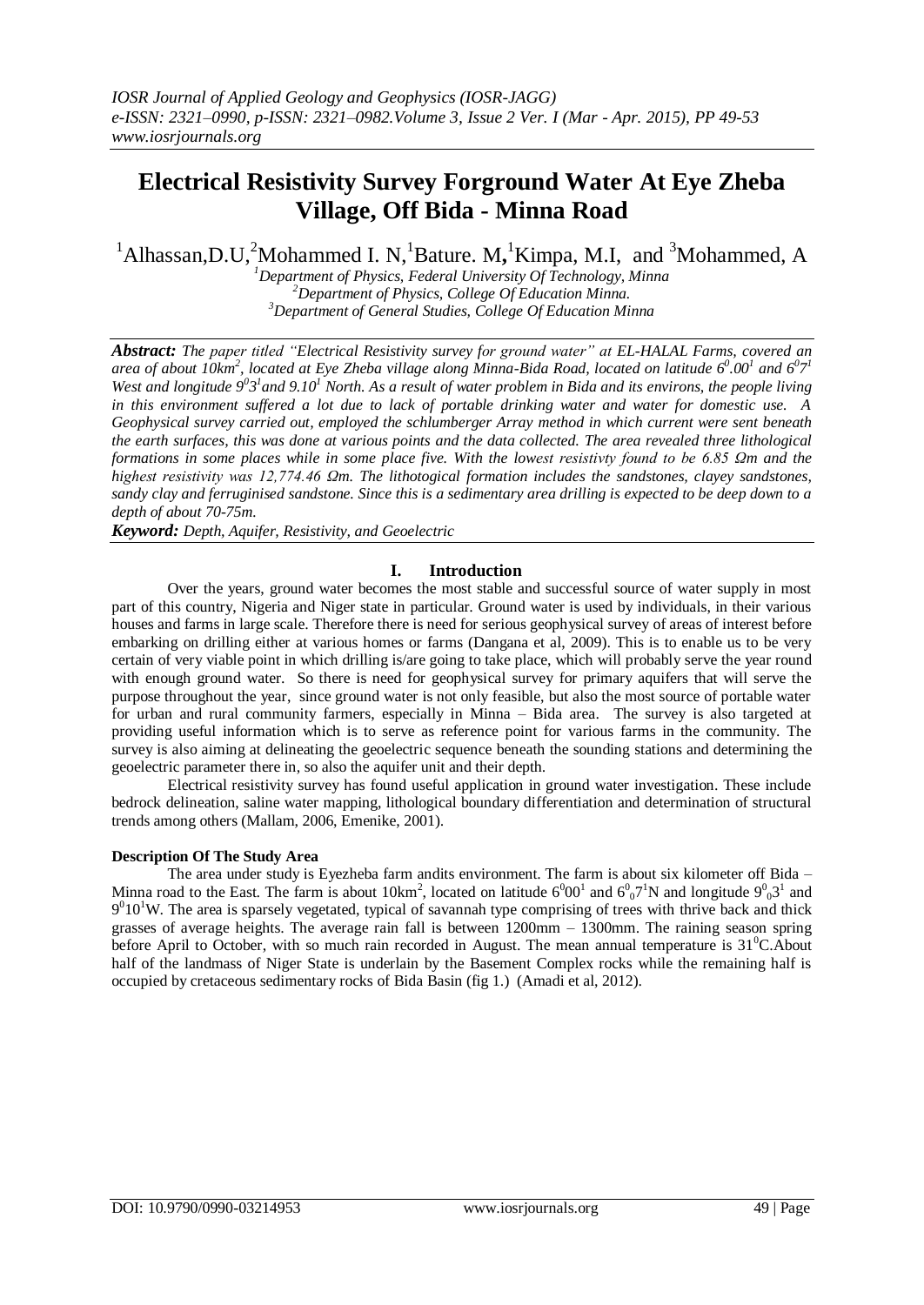# Electrical Resistivity Survey Forground Water At Eye Zheba Village, Off Bida - Minna Road

[1]Alhassan,D.U,[2]Mohammed I. N,[1]Bature. M,[1]Kimpa, M.I, and [3]Mohammed, A

[1]*Department of Physics, Federal University Of Technology, Minna*
[2]*Department of Physics, College Of Education Minna.*
[3]*Department of General Studies, College Of Education Minna*

***Abstract:*** *The paper titled "Electrical Resistivity survey for ground water" at EL-HALAL Farms, covered an area of about 10km$^2$, located at Eye Zheba village along Minna-Bida Road, located on latitude $6^0.00^1$ and $6^07^1$ West and longitude $9^03^1$and $9.10^1$ North. As a result of water problem in Bida and its environs, the people living in this environment suffered a lot due to lack of portable drinking water and water for domestic use. A Geophysical survey carried out, employed the schlumberger Array method in which current were sent beneath the earth surfaces, this was done at various points and the data collected. The area revealed three lithological formations in some places while in some place five. With the lowest resistivty found to be 6.85 Ωm and the highest resistivity was 12,774.46 Ωm. The lithotogical formation includes the sandstones, clayey sandstones, sandy clay and ferruginised sandstone. Since this is a sedimentary area drilling is expected to be deep down to a depth of about 70-75m.*

***Keyword:*** *Depth, Aquifer, Resistivity, and Geoelectric*

## I. Introduction

Over the years, ground water becomes the most stable and successful source of water supply in most part of this country, Nigeria and Niger state in particular. Ground water is used by individuals, in their various houses and farms in large scale. Therefore there is need for serious geophysical survey of areas of interest before embarking on drilling either at various homes or farms (Dangana et al, 2009). This is to enable us to be very certain of very viable point in which drilling is/are going to take place, which will probably serve the year round with enough ground water. So there is need for geophysical survey for primary aquifers that will serve the purpose throughout the year, since ground water is not only feasible, but also the most source of portable water for urban and rural community farmers, especially in Minna – Bida area. The survey is also targeted at providing useful information which is to serve as reference point for various farms in the community. The survey is also aiming at delineating the geoelectric sequence beneath the sounding stations and determining the geoelectric parameter there in, so also the aquifer unit and their depth.

Electrical resistivity survey has found useful application in ground water investigation. These include bedrock delineation, saline water mapping, lithological boundary differentiation and determination of structural trends among others (Mallam, 2006, Emenike, 2001).

**Description Of The Study Area**

The area under study is Eyezheba farm andits environment. The farm is about six kilometer off Bida – Minna road to the East. The farm is about 10km$^2$, located on latitude $6^000^1$ and $6^0{}_07^1$N and longitude $9^0{}_03^1$ and $9^010^1$W. The area is sparsely vegetated, typical of savannah type comprising of trees with thrive back and thick grasses of average heights. The average rain fall is between 1200mm – 1300mm. The raining season spring before April to October, with so much rain recorded in August. The mean annual temperature is $31^0$C.About half of the landmass of Niger State is underlain by the Basement Complex rocks while the remaining half is occupied by cretaceous sedimentary rocks of Bida Basin (fig 1.) (Amadi et al, 2012).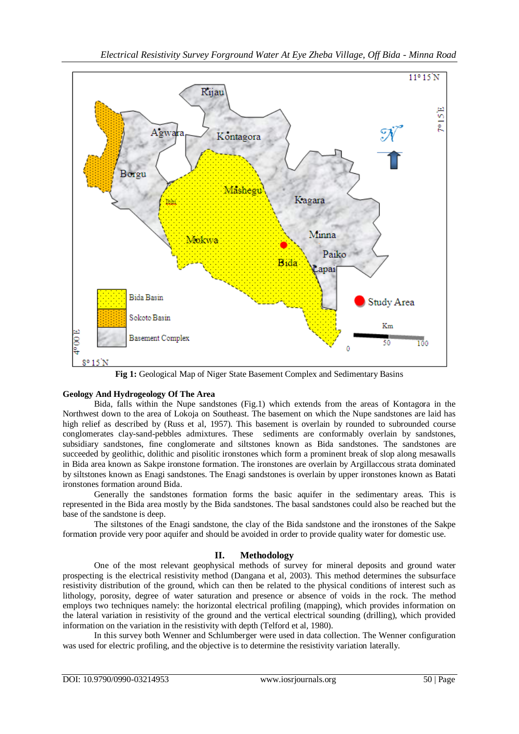Fig 1: Geological Map of Niger State Basement Complex and Sedimentary Basins

**Geology And Hydrogeology Of The Area**

Bida, falls within the Nupe sandstones (Fig.1) which extends from the areas of Kontagora in the Northwest down to the area of Lokoja on Southeast. The basement on which the Nupe sandstones are laid has high relief as described by (Russ et al, 1957). This basement is overlain by rounded to subrounded course conglomerates clay-sand-pebbles admixtures. These sediments are conformably overlain by sandstones, subsidiary sandstones, fine conglomerate and siltstones known as Bida sandstones. The sandstones are succeeded by geolithic, dolithic and pisolitic ironstones which form a prominent break of slop along mesawalls in Bida area known as Sakpe ironstone formation. The ironstones are overlain by Argillaccous strata dominated by siltstones known as Enagi sandstones. The Enagi sandstones is overlain by upper ironstones known as Batati ironstones formation around Bida.

Generally the sandstones formation forms the basic aquifer in the sedimentary areas. This is represented in the Bida area mostly by the Bida sandstones. The basal sandstones could also be reached but the base of the sandstone is deep.

The siltstones of the Enagi sandstone, the clay of the Bida sandstone and the ironstones of the Sakpe formation provide very poor aquifer and should be avoided in order to provide quality water for domestic use.

## II. Methodology

One of the most relevant geophysical methods of survey for mineral deposits and ground water prospecting is the electrical resistivity method (Dangana et al, 2003). This method determines the subsurface resistivity distribution of the ground, which can then be related to the physical conditions of interest such as lithology, porosity, degree of water saturation and presence or absence of voids in the rock. The method employs two techniques namely: the horizontal electrical profiling (mapping), which provides information on the lateral variation in resistivity of the ground and the vertical electrical sounding (drilling), which provided information on the variation in the resistivity with depth (Telford et al, 1980).

In this survey both Wenner and Schlumberger were used in data collection. The Wenner configuration was used for electric profiling, and the objective is to determine the resistivity variation laterally.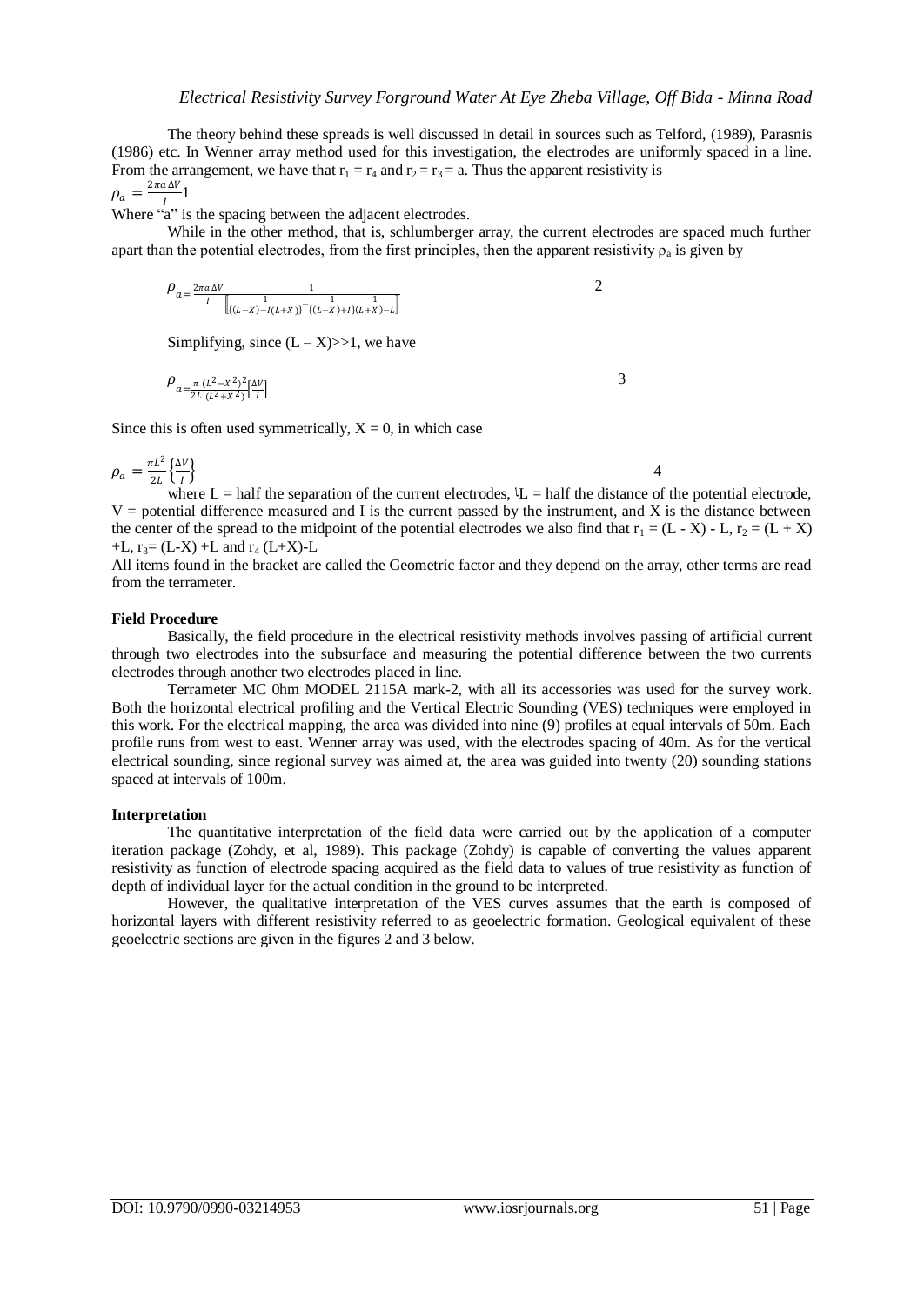The theory behind these spreads is well discussed in detail in sources such as Telford, (1989), Parasnis (1986) etc. In Wenner array method used for this investigation, the electrodes are uniformly spaced in a line. From the arrangement, we have that $r_1 = r_4$ and $r_2 = r_3 = a$. Thus the apparent resistivity is

$$\rho_a = \frac{2\pi a \Delta V}{I} \quad 1$$

Where "a" is the spacing between the adjacent electrodes.

While in the other method, that is, schlumberger array, the current electrodes are spaced much further apart than the potential electrodes, from the first principles, then the apparent resistivity $\rho_a$ is given by

$$\rho_a = \frac{2\pi a \Delta V}{I} \frac{1}{\left[\frac{1}{\{(L-X)-l(L+X)\}} - \frac{1}{\{(L-X)+l\}(L+X)-L}\right]} \quad 2$$

Simplifying, since $(L - X) >> 1$, we have

$$\rho_a = \frac{\pi}{2L} \frac{(L^2 - X^2)^2}{(L^2 + X^2)} \left[\frac{\Delta V}{I}\right] \quad 3$$

Since this is often used symmetrically, $X = 0$, in which case

$$\rho_a = \frac{\pi L^2}{2L} \left\{\frac{\Delta V}{I}\right\} \quad 4$$

where L = half the separation of the current electrodes, $l$L = half the distance of the potential electrode, V = potential difference measured and I is the current passed by the instrument, and X is the distance between the center of the spread to the midpoint of the potential electrodes we also find that $r_1 = (L - X) - L$, $r_2 = (L + X) + L$, $r_3 = (L-X) + L$ and $r_4$ $(L+X)-L$

All items found in the bracket are called the Geometric factor and they depend on the array, other terms are read from the terrameter.

**Field Procedure**

Basically, the field procedure in the electrical resistivity methods involves passing of artificial current through two electrodes into the subsurface and measuring the potential difference between the two currents electrodes through another two electrodes placed in line.

Terrameter MC 0hm MODEL 2115A mark-2, with all its accessories was used for the survey work. Both the horizontal electrical profiling and the Vertical Electric Sounding (VES) techniques were employed in this work. For the electrical mapping, the area was divided into nine (9) profiles at equal intervals of 50m. Each profile runs from west to east. Wenner array was used, with the electrodes spacing of 40m. As for the vertical electrical sounding, since regional survey was aimed at, the area was guided into twenty (20) sounding stations spaced at intervals of 100m.

**Interpretation**

The quantitative interpretation of the field data were carried out by the application of a computer iteration package (Zohdy, et al, 1989). This package (Zohdy) is capable of converting the values apparent resistivity as function of electrode spacing acquired as the field data to values of true resistivity as function of depth of individual layer for the actual condition in the ground to be interpreted.

However, the qualitative interpretation of the VES curves assumes that the earth is composed of horizontal layers with different resistivity referred to as geoelectric formation. Geological equivalent of these geoelectric sections are given in the figures 2 and 3 below.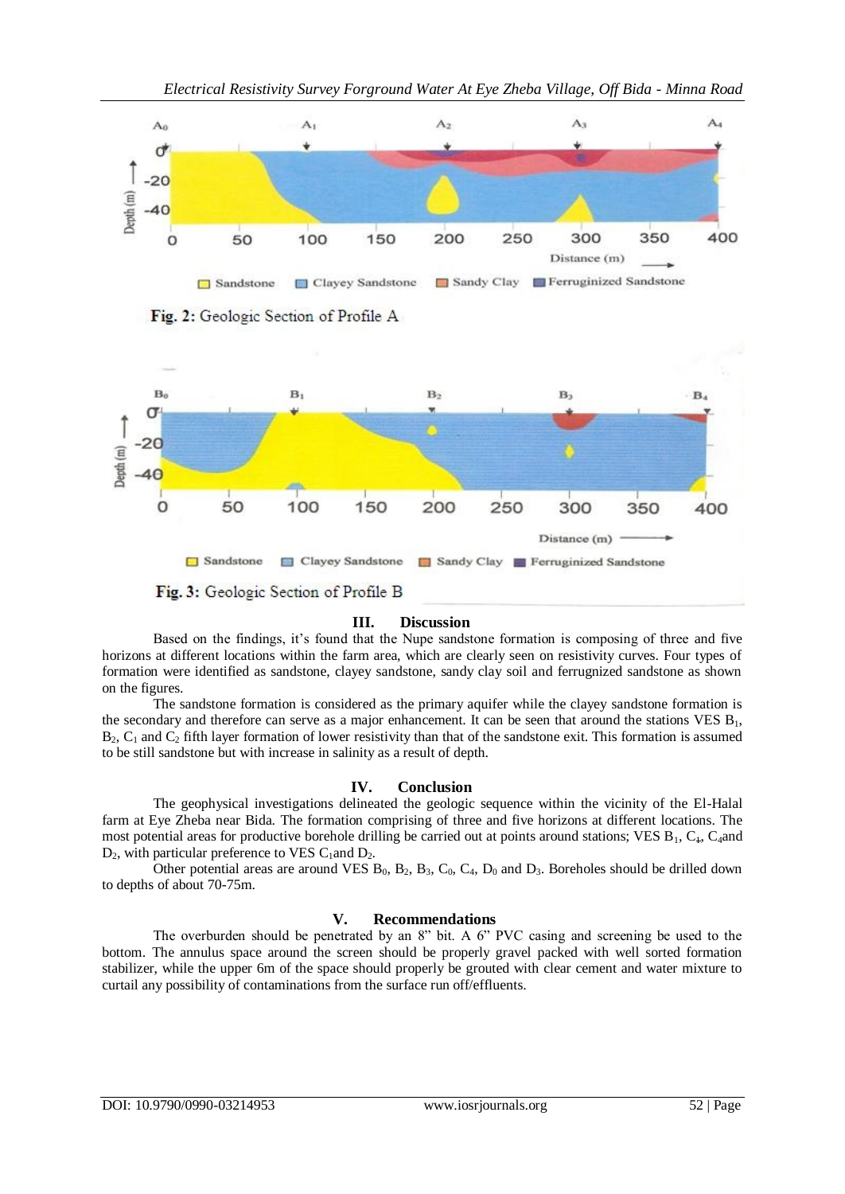Fig. 2: Geologic Section of Profile A

Fig. 3: Geologic Section of Profile B

## III. Discussion

Based on the findings, it's found that the Nupe sandstone formation is composing of three and five horizons at different locations within the farm area, which are clearly seen on resistivity curves. Four types of formation were identified as sandstone, clayey sandstone, sandy clay soil and ferrugnized sandstone as shown on the figures.

The sandstone formation is considered as the primary aquifer while the clayey sandstone formation is the secondary and therefore can serve as a major enhancement. It can be seen that around the stations VES $B_1$, $B_2$, $C_1$ and $C_2$ fifth layer formation of lower resistivity than that of the sandstone exit. This formation is assumed to be still sandstone but with increase in salinity as a result of depth.

## IV. Conclusion

The geophysical investigations delineated the geologic sequence within the vicinity of the El-Halal farm at Eye Zheba near Bida. The formation comprising of three and five horizons at different locations. The most potential areas for productive borehole drilling be carried out at points around stations; VES $B_1$, $C_4$, $C_4$and $D_2$, with particular preference to VES $C_1$and $D_2$.

Other potential areas are around VES $B_0$, $B_2$, $B_3$, $C_0$, $C_4$, $D_0$ and $D_3$. Boreholes should be drilled down to depths of about 70-75m.

## V. Recommendations

The overburden should be penetrated by an 8" bit. A 6" PVC casing and screening be used to the bottom. The annulus space around the screen should be properly gravel packed with well sorted formation stabilizer, while the upper 6m of the space should properly be grouted with clear cement and water mixture to curtail any possibility of contaminations from the surface run off/effluents.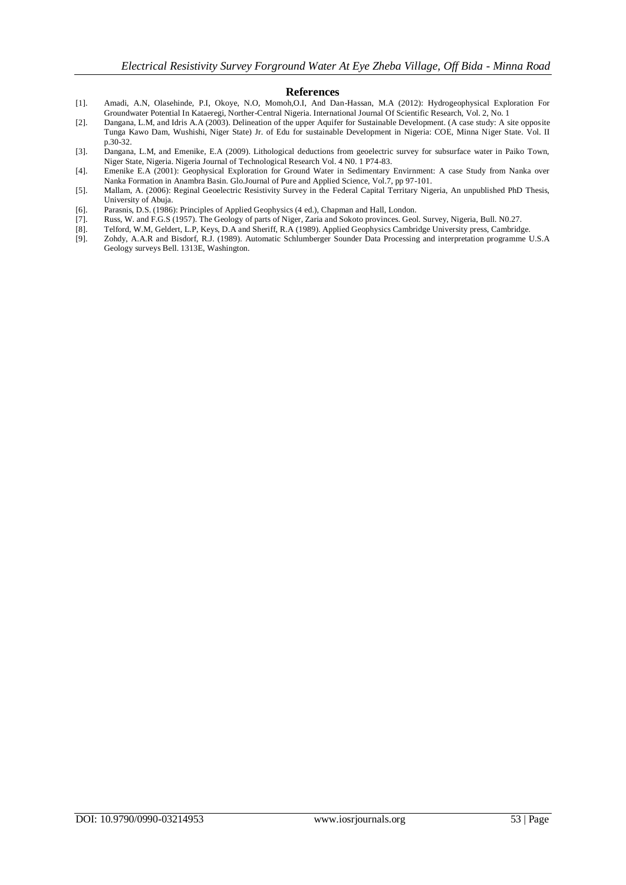## References

[1]. Amadi, A.N, Olasehinde, P.I, Okoye, N.O, Momoh,O.I, And Dan-Hassan, M.A (2012): Hydrogeophysical Exploration For Groundwater Potential In Kataeregi, Norther-Central Nigeria. International Journal Of Scientific Research, Vol. 2, No. 1

[2]. Dangana, L.M, and Idris A.A (2003). Delineation of the upper Aquifer for Sustainable Development. (A case study: A site opposite Tunga Kawo Dam, Wushishi, Niger State) Jr. of Edu for sustainable Development in Nigeria: COE, Minna Niger State. Vol. II p.30-32.

[3]. Dangana, L.M, and Emenike, E.A (2009). Lithological deductions from geoelectric survey for subsurface water in Paiko Town, Niger State, Nigeria. Nigeria Journal of Technological Research Vol. 4 N0. 1 P74-83.

[4]. Emenike E.A (2001): Geophysical Exploration for Ground Water in Sedimentary Envirnment: A case Study from Nanka over Nanka Formation in Anambra Basin. Glo.Journal of Pure and Applied Science, Vol.7, pp 97-101.

[5]. Mallam, A. (2006): Reginal Geoelectric Resistivity Survey in the Federal Capital Territary Nigeria, An unpublished PhD Thesis, University of Abuja.

[6]. Parasnis, D.S. (1986): Principles of Applied Geophysics (4 ed.), Chapman and Hall, London.

[7]. Russ, W. and F.G.S (1957). The Geology of parts of Niger, Zaria and Sokoto provinces. Geol. Survey, Nigeria, Bull. N0.27.

[8]. Telford, W.M, Geldert, L.P, Keys, D.A and Sheriff, R.A (1989). Applied Geophysics Cambridge University press, Cambridge.

[9]. Zohdy, A.A.R and Bisdorf, R.J. (1989). Automatic Schlumberger Sounder Data Processing and interpretation programme U.S.A Geology surveys Bell. 1313E, Washington.